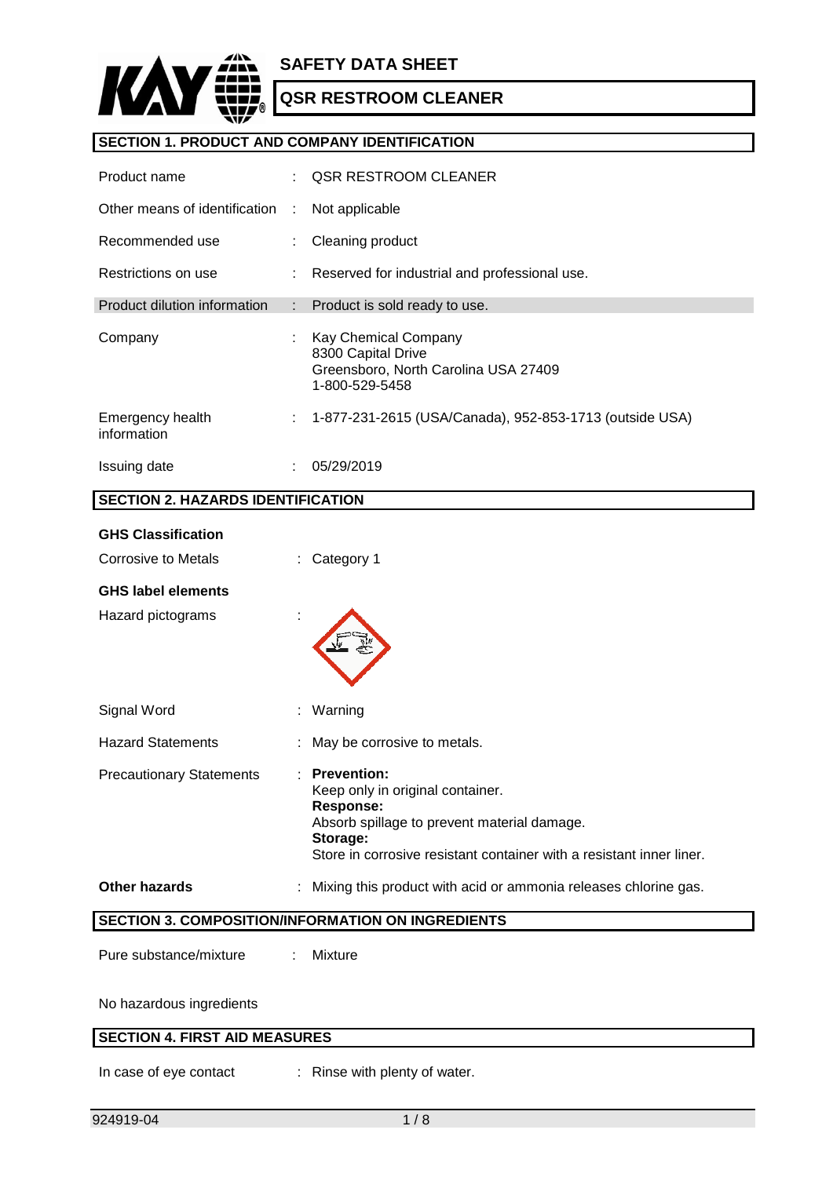# SAFETY DATA SHEET

## QSR RESTROOM CLEANER

## SECTION 1. PRODUCT AND COMPANY IDENTIFICATION

| | | |
|---|---|---|
| Product name | : | QSR RESTROOM CLEANER |
| Other means of identification | : | Not applicable |
| Recommended use | : | Cleaning product |
| Restrictions on use | : | Reserved for industrial and professional use. |
| Product dilution information | : | Product is sold ready to use. |
| Company | : | Kay Chemical Company<br>8300 Capital Drive<br>Greensboro, North Carolina USA 27409<br>1-800-529-5458 |
| Emergency health information | : | 1-877-231-2615 (USA/Canada), 952-853-1713 (outside USA) |
| Issuing date | : | 05/29/2019 |

## SECTION 2. HAZARDS IDENTIFICATION

**GHS Classification**

Corrosive to Metals : Category 1

**GHS label elements**

Hazard pictograms :

Signal Word : Warning

Hazard Statements : May be corrosive to metals.

Precautionary Statements :
**Prevention:**
Keep only in original container.
**Response:**
Absorb spillage to prevent material damage.
**Storage:**
Store in corrosive resistant container with a resistant inner liner.

**Other hazards** : Mixing this product with acid or ammonia releases chlorine gas.

## SECTION 3. COMPOSITION/INFORMATION ON INGREDIENTS

Pure substance/mixture : Mixture

No hazardous ingredients

## SECTION 4. FIRST AID MEASURES

In case of eye contact : Rinse with plenty of water.

924919-04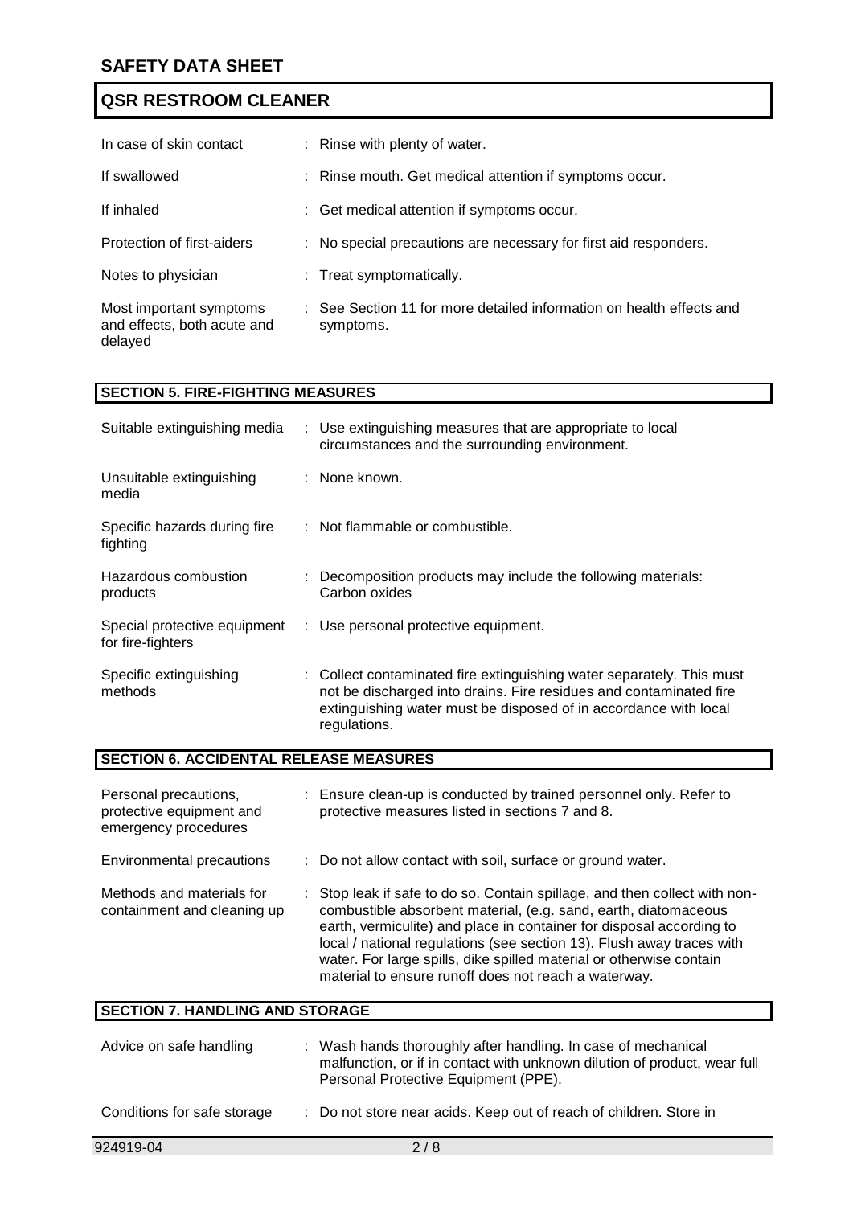| | |
|---|---|
| In case of skin contact | : Rinse with plenty of water. |
| If swallowed | : Rinse mouth. Get medical attention if symptoms occur. |
| If inhaled | : Get medical attention if symptoms occur. |
| Protection of first-aiders | : No special precautions are necessary for first aid responders. |
| Notes to physician | : Treat symptomatically. |
| Most important symptoms and effects, both acute and delayed | : See Section 11 for more detailed information on health effects and symptoms. |

## SECTION 5. FIRE-FIGHTING MEASURES

| | |
|---|---|
| Suitable extinguishing media | : Use extinguishing measures that are appropriate to local circumstances and the surrounding environment. |
| Unsuitable extinguishing media | : None known. |
| Specific hazards during fire fighting | : Not flammable or combustible. |
| Hazardous combustion products | : Decomposition products may include the following materials: Carbon oxides |
| Special protective equipment for fire-fighters | : Use personal protective equipment. |
| Specific extinguishing methods | : Collect contaminated fire extinguishing water separately. This must not be discharged into drains. Fire residues and contaminated fire extinguishing water must be disposed of in accordance with local regulations. |

## SECTION 6. ACCIDENTAL RELEASE MEASURES

| | |
|---|---|
| Personal precautions, protective equipment and emergency procedures | : Ensure clean-up is conducted by trained personnel only. Refer to protective measures listed in sections 7 and 8. |
| Environmental precautions | : Do not allow contact with soil, surface or ground water. |
| Methods and materials for containment and cleaning up | : Stop leak if safe to do so. Contain spillage, and then collect with non-combustible absorbent material, (e.g. sand, earth, diatomaceous earth, vermiculite) and place in container for disposal according to local / national regulations (see section 13). Flush away traces with water. For large spills, dike spilled material or otherwise contain material to ensure runoff does not reach a waterway. |

## SECTION 7. HANDLING AND STORAGE

| | |
|---|---|
| Advice on safe handling | : Wash hands thoroughly after handling. In case of mechanical malfunction, or if in contact with unknown dilution of product, wear full Personal Protective Equipment (PPE). |
| Conditions for safe storage | : Do not store near acids. Keep out of reach of children. Store in |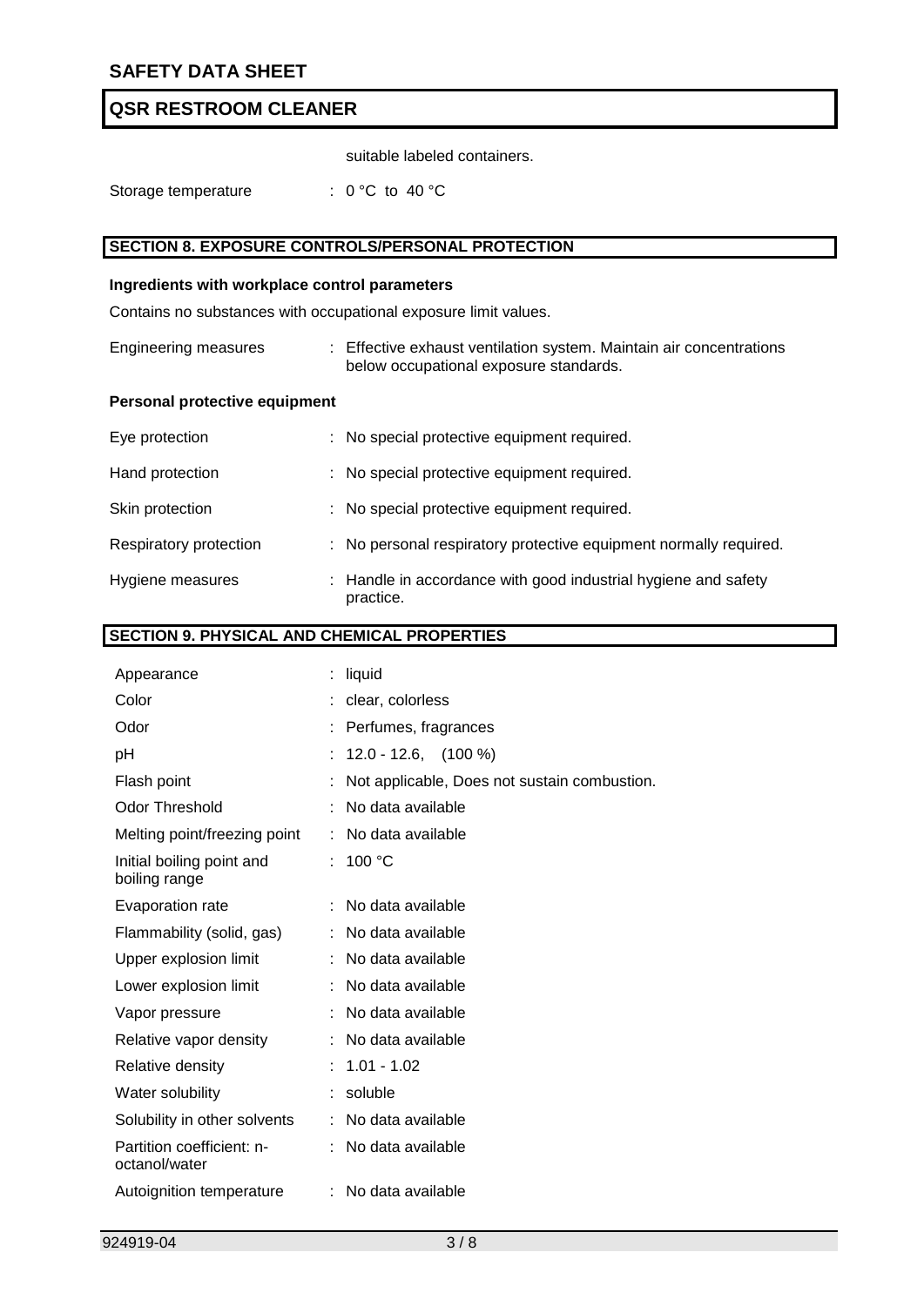suitable labeled containers.

| | |
|---|---|
| Storage temperature | : 0 °C to 40 °C |

## SECTION 8. EXPOSURE CONTROLS/PERSONAL PROTECTION

**Ingredients with workplace control parameters**

Contains no substances with occupational exposure limit values.

| | |
|---|---|
| Engineering measures | : Effective exhaust ventilation system. Maintain air concentrations below occupational exposure standards. |

**Personal protective equipment**

| | |
|---|---|
| Eye protection | : No special protective equipment required. |
| Hand protection | : No special protective equipment required. |
| Skin protection | : No special protective equipment required. |
| Respiratory protection | : No personal respiratory protective equipment normally required. |
| Hygiene measures | : Handle in accordance with good industrial hygiene and safety practice. |

## SECTION 9. PHYSICAL AND CHEMICAL PROPERTIES

| | |
|---|---|
| Appearance | : liquid |
| Color | : clear, colorless |
| Odor | : Perfumes, fragrances |
| pH | : 12.0 - 12.6, (100 %) |
| Flash point | : Not applicable, Does not sustain combustion. |
| Odor Threshold | : No data available |
| Melting point/freezing point | : No data available |
| Initial boiling point and boiling range | : 100 °C |
| Evaporation rate | : No data available |
| Flammability (solid, gas) | : No data available |
| Upper explosion limit | : No data available |
| Lower explosion limit | : No data available |
| Vapor pressure | : No data available |
| Relative vapor density | : No data available |
| Relative density | : 1.01 - 1.02 |
| Water solubility | : soluble |
| Solubility in other solvents | : No data available |
| Partition coefficient: n-octanol/water | : No data available |
| Autoignition temperature | : No data available |

924919-04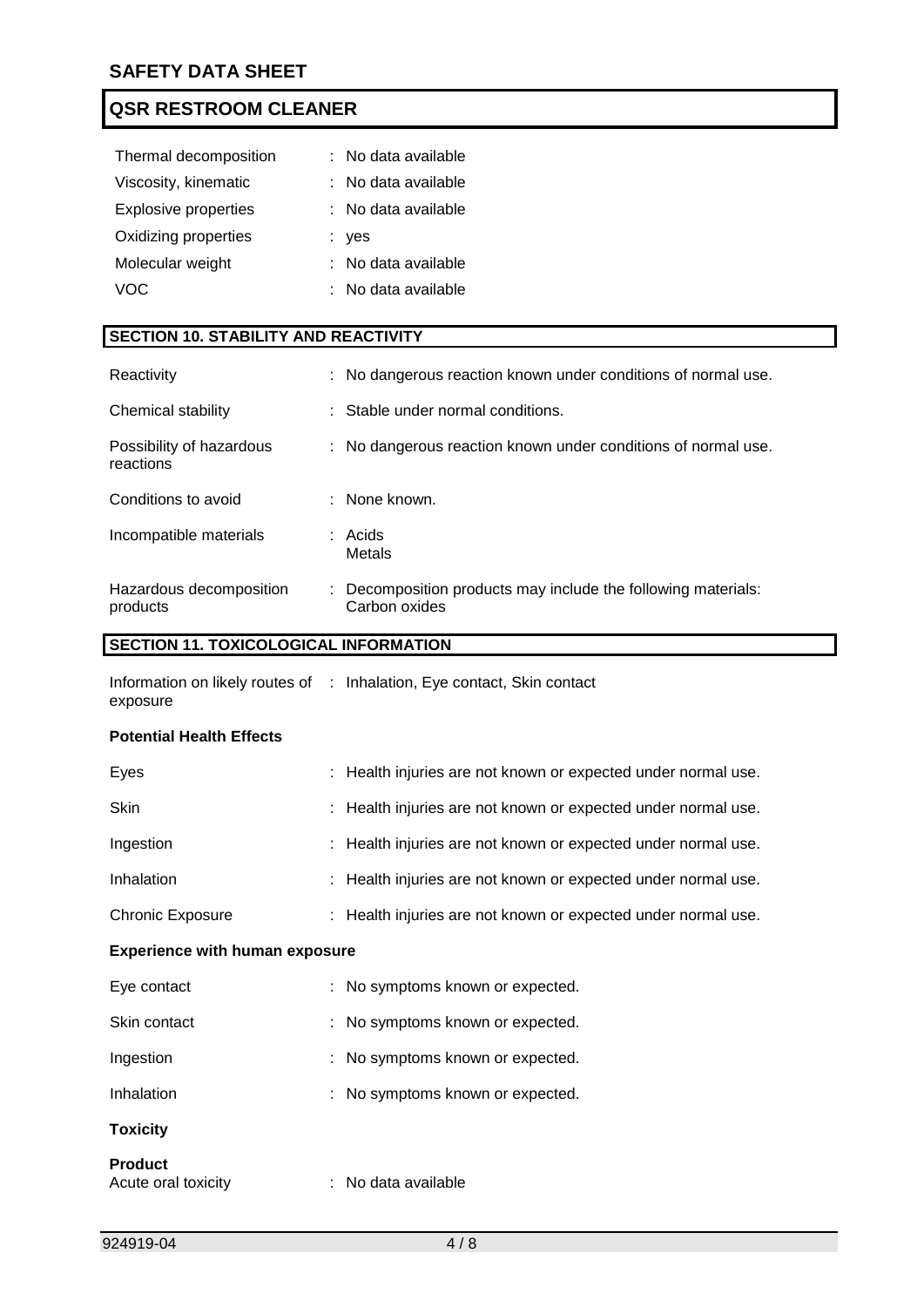| | |
|---|---|
| Thermal decomposition | : No data available |
| Viscosity, kinematic | : No data available |
| Explosive properties | : No data available |
| Oxidizing properties | : yes |
| Molecular weight | : No data available |
| VOC | : No data available |

## SECTION 10. STABILITY AND REACTIVITY

| | |
|---|---|
| Reactivity | : No dangerous reaction known under conditions of normal use. |
| Chemical stability | : Stable under normal conditions. |
| Possibility of hazardous reactions | : No dangerous reaction known under conditions of normal use. |
| Conditions to avoid | : None known. |
| Incompatible materials | : Acids<br>Metals |
| Hazardous decomposition products | : Decomposition products may include the following materials:<br>Carbon oxides |

## SECTION 11. TOXICOLOGICAL INFORMATION

| | |
|---|---|
| Information on likely routes of exposure | : Inhalation, Eye contact, Skin contact |

**Potential Health Effects**

| | |
|---|---|
| Eyes | : Health injuries are not known or expected under normal use. |
| Skin | : Health injuries are not known or expected under normal use. |
| Ingestion | : Health injuries are not known or expected under normal use. |
| Inhalation | : Health injuries are not known or expected under normal use. |
| Chronic Exposure | : Health injuries are not known or expected under normal use. |

**Experience with human exposure**

| | |
|---|---|
| Eye contact | : No symptoms known or expected. |
| Skin contact | : No symptoms known or expected. |
| Ingestion | : No symptoms known or expected. |
| Inhalation | : No symptoms known or expected. |

**Toxicity**

**Product**

| | |
|---|---|
| Acute oral toxicity | : No data available |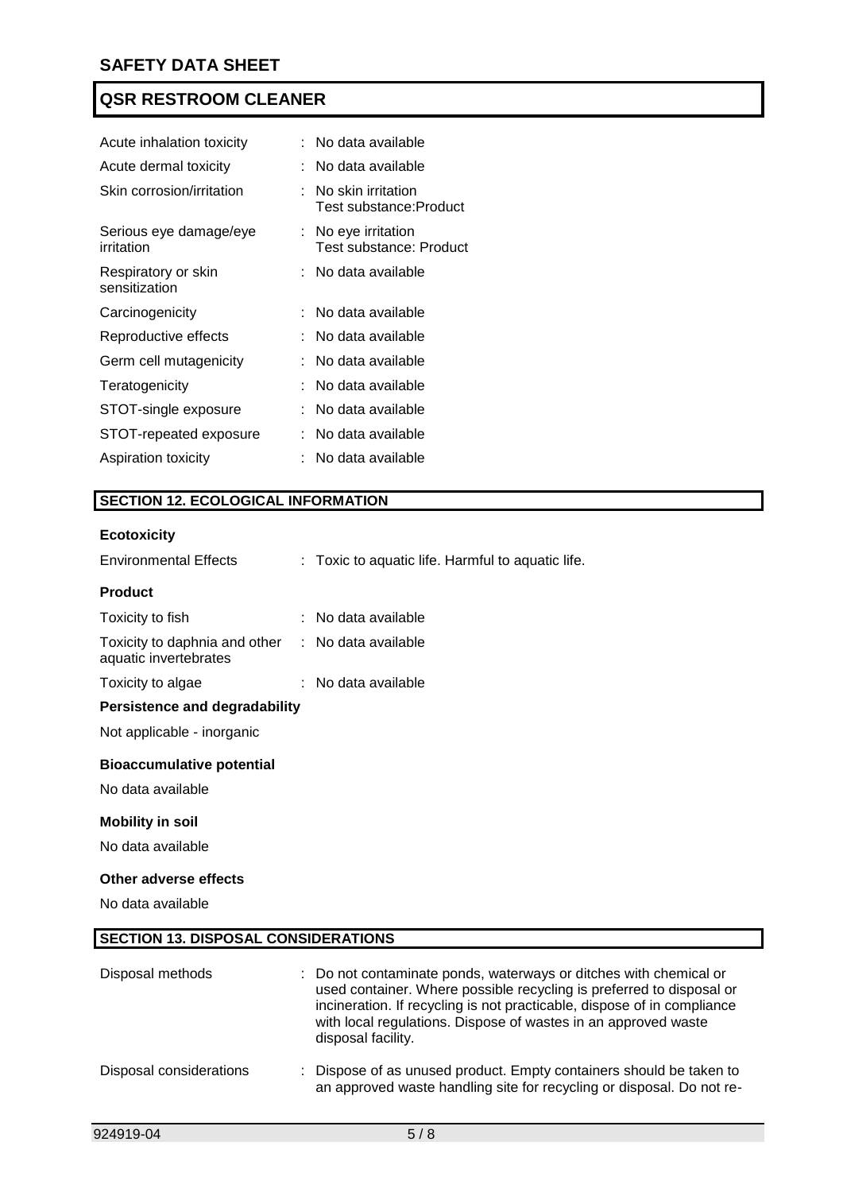| | |
|---|---|
| Acute inhalation toxicity | : No data available |
| Acute dermal toxicity | : No data available |
| Skin corrosion/irritation | : No skin irritation<br>Test substance:Product |
| Serious eye damage/eye irritation | : No eye irritation<br>Test substance: Product |
| Respiratory or skin sensitization | : No data available |
| Carcinogenicity | : No data available |
| Reproductive effects | : No data available |
| Germ cell mutagenicity | : No data available |
| Teratogenicity | : No data available |
| STOT-single exposure | : No data available |
| STOT-repeated exposure | : No data available |
| Aspiration toxicity | : No data available |

## SECTION 12. ECOLOGICAL INFORMATION

**Ecotoxicity**

| | |
|---|---|
| Environmental Effects | : Toxic to aquatic life. Harmful to aquatic life. |

**Product**

| | |
|---|---|
| Toxicity to fish | : No data available |
| Toxicity to daphnia and other aquatic invertebrates | : No data available |
| Toxicity to algae | : No data available |

**Persistence and degradability**

Not applicable - inorganic

**Bioaccumulative potential**

No data available

**Mobility in soil**

No data available

**Other adverse effects**

No data available

## SECTION 13. DISPOSAL CONSIDERATIONS

| | |
|---|---|
| Disposal methods | : Do not contaminate ponds, waterways or ditches with chemical or used container. Where possible recycling is preferred to disposal or incineration. If recycling is not practicable, dispose of in compliance with local regulations. Dispose of wastes in an approved waste disposal facility. |
| Disposal considerations | : Dispose of as unused product. Empty containers should be taken to an approved waste handling site for recycling or disposal. Do not re- |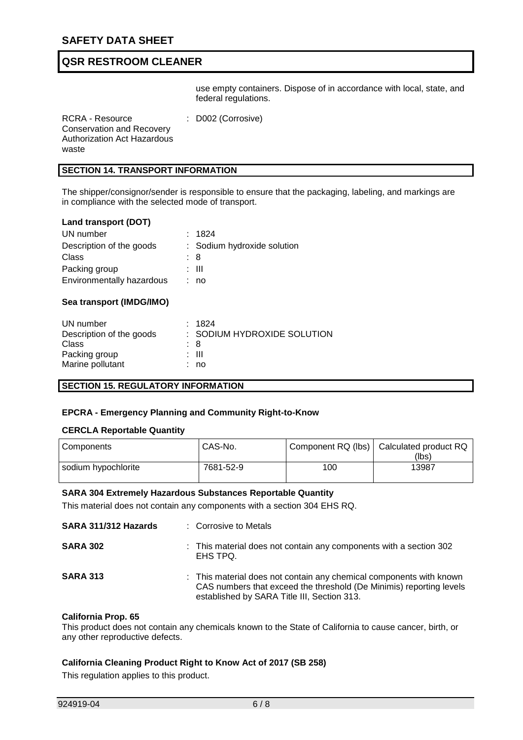use empty containers. Dispose of in accordance with local, state, and federal regulations.

RCRA - Resource Conservation and Recovery Authorization Act Hazardous waste : D002 (Corrosive)

## SECTION 14. TRANSPORT INFORMATION

The shipper/consignor/sender is responsible to ensure that the packaging, labeling, and markings are in compliance with the selected mode of transport.

**Land transport (DOT)**

UN number : 1824
Description of the goods : Sodium hydroxide solution
Class : 8
Packing group : III
Environmentally hazardous : no

**Sea transport (IMDG/IMO)**

UN number : 1824
Description of the goods : SODIUM HYDROXIDE SOLUTION
Class : 8
Packing group : III
Marine pollutant : no

## SECTION 15. REGULATORY INFORMATION

**EPCRA - Emergency Planning and Community Right-to-Know**

**CERCLA Reportable Quantity**

| Components | CAS-No. | Component RQ (lbs) | Calculated product RQ (lbs) |
|---|---|---|---|
| sodium hypochlorite | 7681-52-9 | 100 | 13987 |

**SARA 304 Extremely Hazardous Substances Reportable Quantity**

This material does not contain any components with a section 304 EHS RQ.

**SARA 311/312 Hazards** : Corrosive to Metals

**SARA 302** : This material does not contain any components with a section 302 EHS TPQ.

**SARA 313** : This material does not contain any chemical components with known CAS numbers that exceed the threshold (De Minimis) reporting levels established by SARA Title III, Section 313.

**California Prop. 65**

This product does not contain any chemicals known to the State of California to cause cancer, birth, or any other reproductive defects.

**California Cleaning Product Right to Know Act of 2017 (SB 258)**

This regulation applies to this product.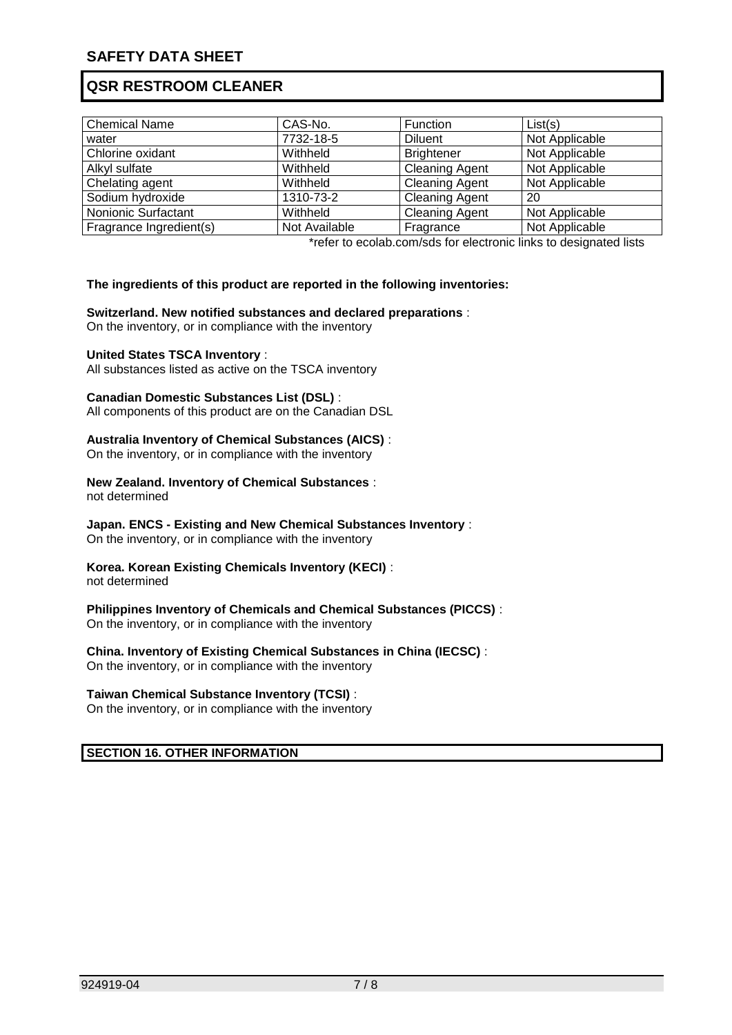| Chemical Name | CAS-No. | Function | List(s) |
| --- | --- | --- | --- |
| water | 7732-18-5 | Diluent | Not Applicable |
| Chlorine oxidant | Withheld | Brightener | Not Applicable |
| Alkyl sulfate | Withheld | Cleaning Agent | Not Applicable |
| Chelating agent | Withheld | Cleaning Agent | Not Applicable |
| Sodium hydroxide | 1310-73-2 | Cleaning Agent | 20 |
| Nonionic Surfactant | Withheld | Cleaning Agent | Not Applicable |
| Fragrance Ingredient(s) | Not Available | Fragrance | Not Applicable |

*refer to ecolab.com/sds for electronic links to designated lists

**The ingredients of this product are reported in the following inventories:**

**Switzerland. New notified substances and declared preparations** :
On the inventory, or in compliance with the inventory

**United States TSCA Inventory** :
All substances listed as active on the TSCA inventory

**Canadian Domestic Substances List (DSL)** :
All components of this product are on the Canadian DSL

**Australia Inventory of Chemical Substances (AICS)** :
On the inventory, or in compliance with the inventory

**New Zealand. Inventory of Chemical Substances** :
not determined

**Japan. ENCS - Existing and New Chemical Substances Inventory** :
On the inventory, or in compliance with the inventory

**Korea. Korean Existing Chemicals Inventory (KECI)** :
not determined

**Philippines Inventory of Chemicals and Chemical Substances (PICCS)** :
On the inventory, or in compliance with the inventory

**China. Inventory of Existing Chemical Substances in China (IECSC)** :
On the inventory, or in compliance with the inventory

**Taiwan Chemical Substance Inventory (TCSI)** :
On the inventory, or in compliance with the inventory

## SECTION 16. OTHER INFORMATION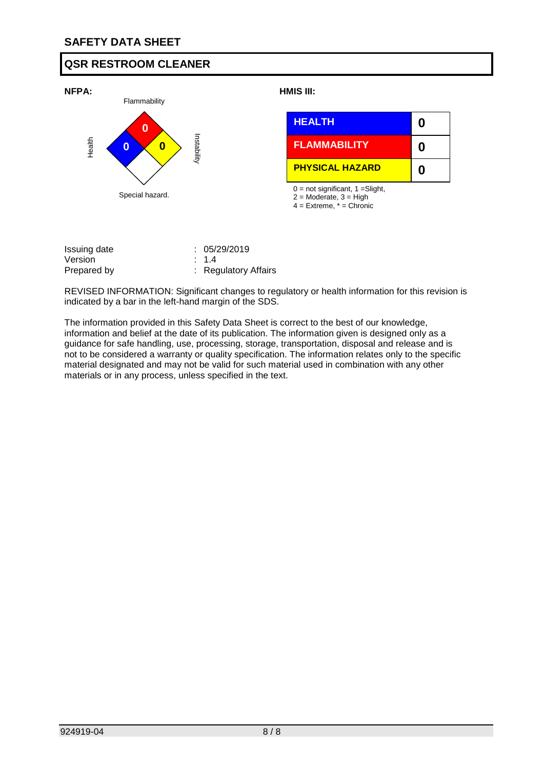## SAFETY DATA SHEET

## QSR RESTROOM CLEANER

**NFPA:**

Flammability: 0
Health: 0
Instability: 0
Special hazard.

**HMIS III:**

| | |
|---|---|
| HEALTH | 0 |
| FLAMMABILITY | 0 |
| PHYSICAL HAZARD | 0 |

0 = not significant, 1 =Slight,
2 = Moderate, 3 = High
4 = Extreme, * = Chronic

| | |
|---|---|
| Issuing date | : 05/29/2019 |
| Version | : 1.4 |
| Prepared by | : Regulatory Affairs |

REVISED INFORMATION: Significant changes to regulatory or health information for this revision is indicated by a bar in the left-hand margin of the SDS.

The information provided in this Safety Data Sheet is correct to the best of our knowledge, information and belief at the date of its publication. The information given is designed only as a guidance for safe handling, use, processing, storage, transportation, disposal and release and is not to be considered a warranty or quality specification. The information relates only to the specific material designated and may not be valid for such material used in combination with any other materials or in any process, unless specified in the text.

924919-04